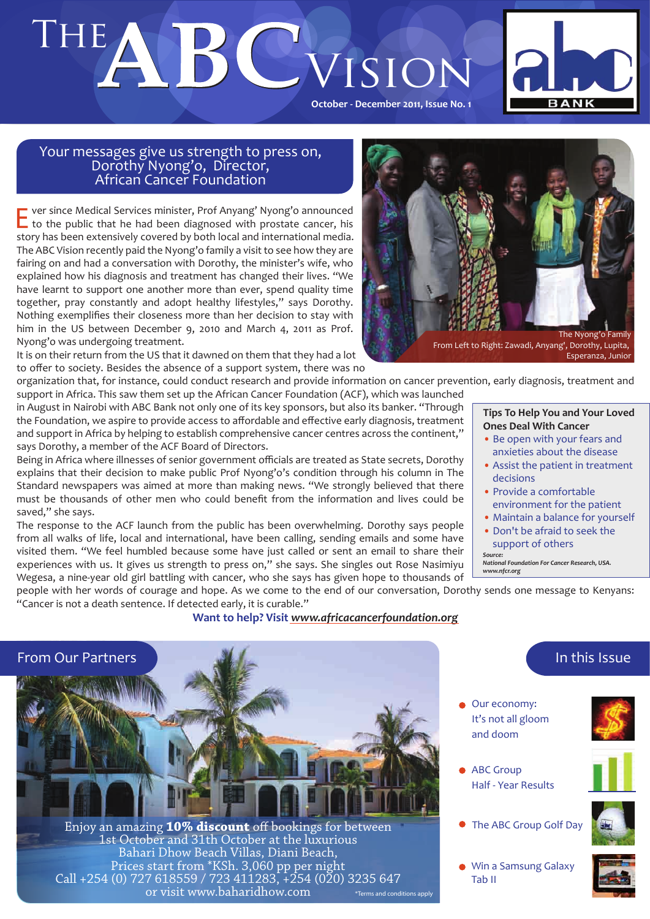# The ABC Vision

October - December 2011, Issue No. 1

## Your messages give us strength to press on, Dorothy Nyong'o, Director, African Cancer Foundation

Ever since Medical Services minister, Prof Anyang' Nyong'o announced to the public that he had been diagnosed with prostate cancer, his story has been extensively covered by both local and international media. The ABC Vision recently paid the Nyong'o family a visit to see how they are fairing on and had a conversation with Dorothy, the minister's wife, who explained how his diagnosis and treatment has changed their lives. "We have learnt to support one another more than ever, spend quality time together, pray constantly and adopt healthy lifestyles," says Dorothy. Nothing exemplifies their closeness more than her decision to stay with him in the US between December 9, 2010 and March 4, 2011 as Prof. Nyong'o was undergoing treatment.

The Nyong'o Family
From Left to Right: Zawadi, Anyang', Dorothy, Lupita, Esperanza, Junior

It is on their return from the US that it dawned on them that they had a lot to offer to society. Besides the absence of a support system, there was no organization that, for instance, could conduct research and provide information on cancer prevention, early diagnosis, treatment and support in Africa. This saw them set up the African Cancer Foundation (ACF), which was launched in August in Nairobi with ABC Bank not only one of its key sponsors, but also its banker. "Through the Foundation, we aspire to provide access to affordable and effective early diagnosis, treatment and support in Africa by helping to establish comprehensive cancer centres across the continent," says Dorothy, a member of the ACF Board of Directors.

Being in Africa where illnesses of senior government officials are treated as State secrets, Dorothy explains that their decision to make public Prof Nyong'o's condition through his column in The Standard newspapers was aimed at more than making news. "We strongly believed that there must be thousands of other men who could benefit from the information and lives could be saved," she says.

The response to the ACF launch from the public has been overwhelming. Dorothy says people from all walks of life, local and international, have been calling, sending emails and some have visited them. "We feel humbled because some have just called or sent an email to share their experiences with us. It gives us strength to press on," she says. She singles out Rose Nasimiyu Wegesa, a nine-year old girl battling with cancer, who she says has given hope to thousands of people with her words of courage and hope. As we come to the end of our conversation, Dorothy sends one message to Kenyans: "Cancer is not a death sentence. If detected early, it is curable."

**Want to help? Visit *www.africacancerfoundation.org***

### Tips To Help You and Your Loved Ones Deal With Cancer

- Be open with your fears and anxieties about the disease
- Assist the patient in treatment decisions
- Provide a comfortable environment for the patient
- Maintain a balance for yourself
- Don't be afraid to seek the support of others

*Source: National Foundation For Cancer Research, USA. www.nfcr.org*

## From Our Partners

Enjoy an amazing **10% discount** off bookings for between 1st October and 31th October at the luxurious Bahari Dhow Beach Villas, Diani Beach, Prices start from *KSh. 3,060 pp per night
Call +254 (0) 727 618559 / 723 411283, +254 (020) 3235 647 or visit www.baharidhow.com

*Terms and conditions apply

## In this Issue

- Our economy: It's not all gloom and doom
- ABC Group Half - Year Results
- The ABC Group Golf Day
- Win a Samsung Galaxy Tab II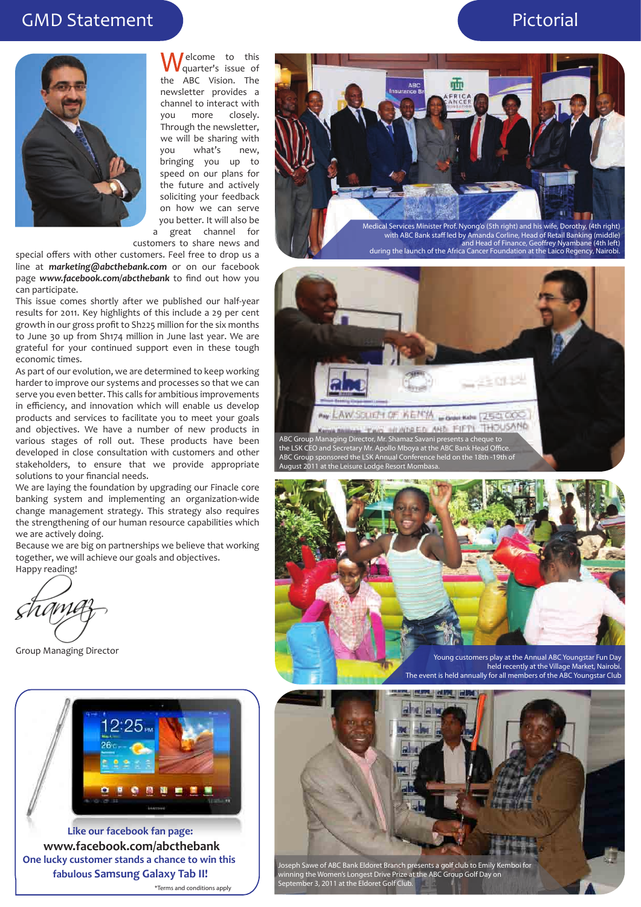# GMD Statement

Welcome to this quarter's issue of the ABC Vision. The newsletter provides a channel to interact with you more closely. Through the newsletter, we will be sharing with you what's new, bringing you up to speed on our plans for the future and actively soliciting your feedback on how we can serve you better. It will also be a great channel for customers to share news and special offers with other customers. Feel free to drop us a line at ***marketing@abcthebank.com*** or on our facebook page ***www.facebook.com/abcthebank*** to find out how you can participate.

This issue comes shortly after we published our half-year results for 2011. Key highlights of this include a 29 per cent growth in our gross profit to Sh225 million for the six months to June 30 up from Sh174 million in June last year. We are grateful for your continued support even in these tough economic times.

As part of our evolution, we are determined to keep working harder to improve our systems and processes so that we can serve you even better. This calls for ambitious improvements in efficiency, and innovation which will enable us develop products and services to facilitate you to meet your goals and objectives. We have a number of new products in various stages of roll out. These products have been developed in close consultation with customers and other stakeholders, to ensure that we provide appropriate solutions to your financial needs.

We are laying the foundation by upgrading our Finacle core banking system and implementing an organization-wide change management strategy. This strategy also requires the strengthening of our human resource capabilities which we are actively doing.

Because we are big on partnerships we believe that working together, we will achieve our goals and objectives.

Happy reading!

Shamaz

Group Managing Director

**Like our facebook fan page:**

**www.facebook.com/abcthebank**

**One lucky customer stands a chance to win this fabulous Samsung Galaxy Tab II!**

*Terms and conditions apply

# Pictorial

Medical Services Minister Prof. Nyong'o (5th right) and his wife, Dorothy, (4th right) with ABC Bank staff led by Amanda Corline, Head of Retail Banking (middle) and Head of Finance, Geoffrey Nyambane (4th left) during the launch of the Africa Cancer Foundation at the Laico Regency, Nairobi.

ABC Group Managing Director, Mr. Shamaz Savani presents a cheque to the LSK CEO and Secretary Mr. Apollo Mboya at the ABC Bank Head Office. ABC Group sponsored the LSK Annual Conference held on the 18th -19th of August 2011 at the Leisure Lodge Resort Mombasa.

Young customers play at the Annual ABC Youngstar Fun Day held recently at the Village Market, Nairobi. The event is held annually for all members of the ABC Youngstar Club

Joseph Sawe of ABC Bank Eldoret Branch presents a golf club to Emily Kemboi for winning the Women's Longest Drive Prize at the ABC Group Golf Day on September 3, 2011 at the Eldoret Golf Club.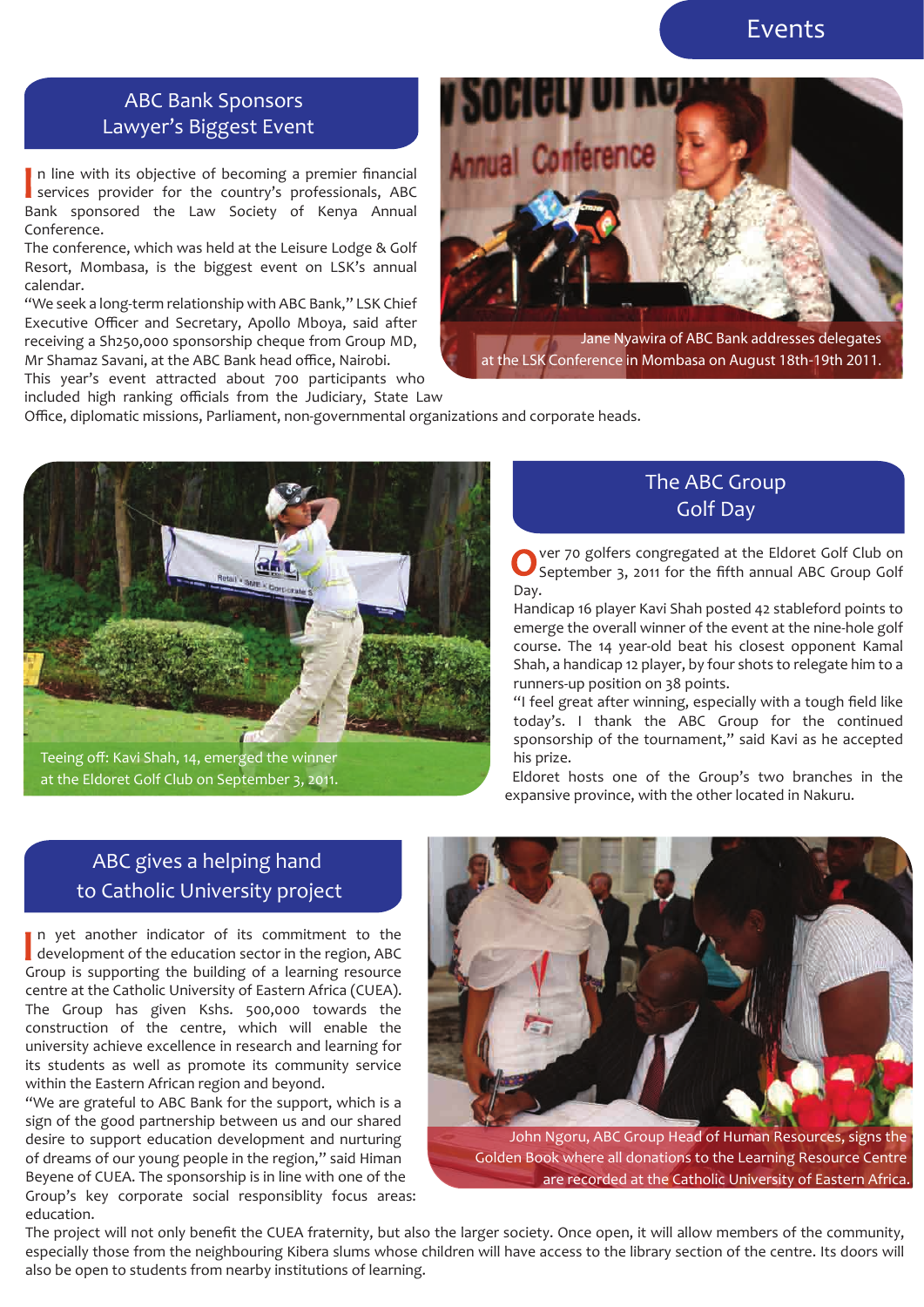# Events

## ABC Bank Sponsors Lawyer's Biggest Event

In line with its objective of becoming a premier financial services provider for the country's professionals, ABC Bank sponsored the Law Society of Kenya Annual Conference.

The conference, which was held at the Leisure Lodge & Golf Resort, Mombasa, is the biggest event on LSK's annual calendar.

"We seek a long-term relationship with ABC Bank," LSK Chief Executive Officer and Secretary, Apollo Mboya, said after receiving a Sh250,000 sponsorship cheque from Group MD, Mr Shamaz Savani, at the ABC Bank head office, Nairobi.

This year's event attracted about 700 participants who included high ranking officials from the Judiciary, State Law Office, diplomatic missions, Parliament, non-governmental organizations and corporate heads.

Jane Nyawira of ABC Bank addresses delegates at the LSK Conference in Mombasa on August 18th-19th 2011.

## The ABC Group Golf Day

Over 70 golfers congregated at the Eldoret Golf Club on September 3, 2011 for the fifth annual ABC Group Golf Day.

Handicap 16 player Kavi Shah posted 42 stableford points to emerge the overall winner of the event at the nine-hole golf course. The 14 year-old beat his closest opponent Kamal Shah, a handicap 12 player, by four shots to relegate him to a runners-up position on 38 points.

"I feel great after winning, especially with a tough field like today's. I thank the ABC Group for the continued sponsorship of the tournament," said Kavi as he accepted his prize.

Eldoret hosts one of the Group's two branches in the expansive province, with the other located in Nakuru.

Teeing off: Kavi Shah, 14, emerged the winner at the Eldoret Golf Club on September 3, 2011.

## ABC gives a helping hand to Catholic University project

In yet another indicator of its commitment to the development of the education sector in the region, ABC Group is supporting the building of a learning resource centre at the Catholic University of Eastern Africa (CUEA). The Group has given Kshs. 500,000 towards the construction of the centre, which will enable the university achieve excellence in research and learning for its students as well as promote its community service within the Eastern African region and beyond.

"We are grateful to ABC Bank for the support, which is a sign of the good partnership between us and our shared desire to support education development and nurturing of dreams of our young people in the region," said Himan Beyene of CUEA. The sponsorship is in line with one of the Group's key corporate social responsiblity focus areas: education.

The project will not only benefit the CUEA fraternity, but also the larger society. Once open, it will allow members of the community, especially those from the neighbouring Kibera slums whose children will have access to the library section of the centre. Its doors will also be open to students from nearby institutions of learning.

John Ngoru, ABC Group Head of Human Resources, signs the Golden Book where all donations to the Learning Resource Centre are recorded at the Catholic University of Eastern Africa.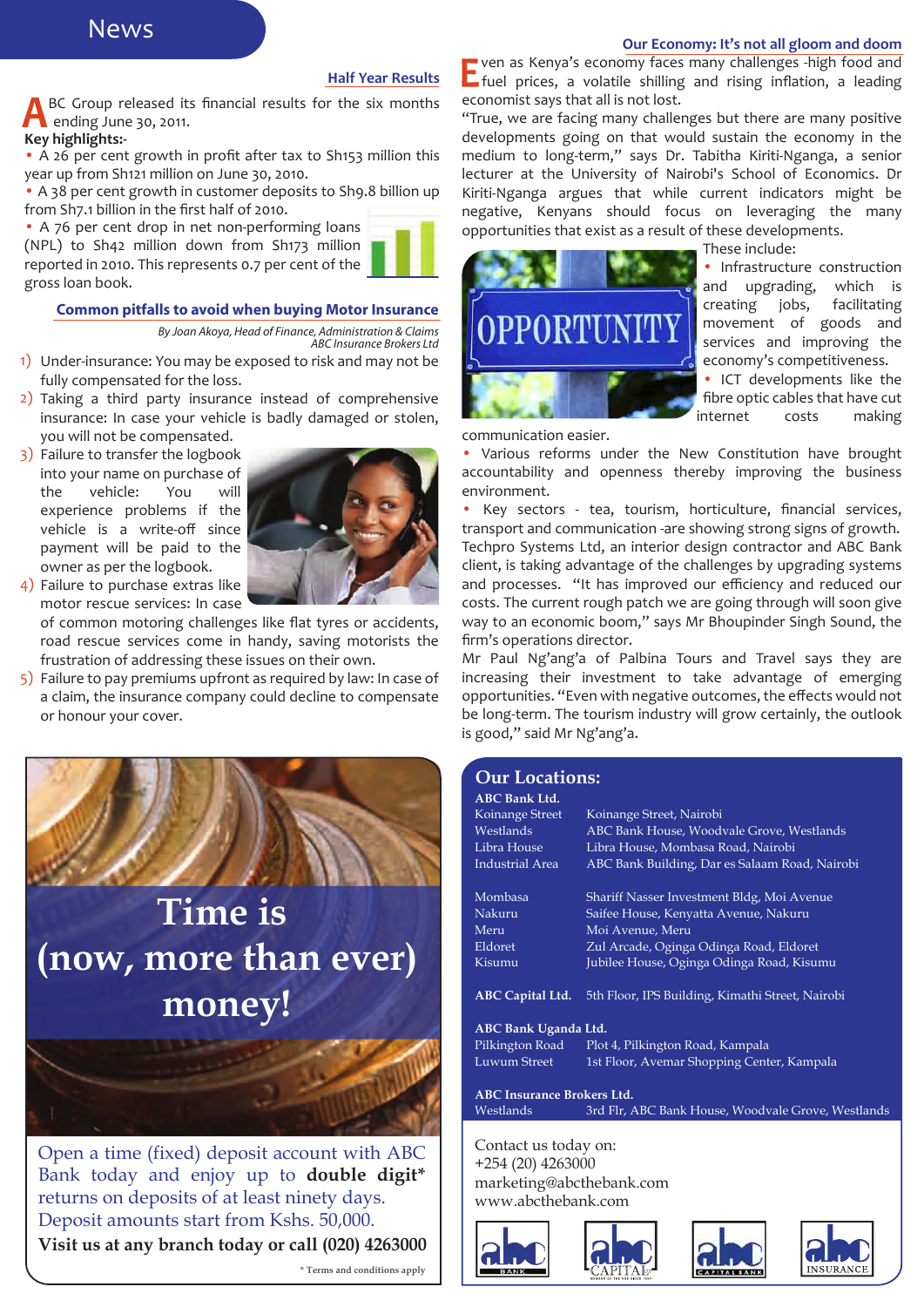## News

### Half Year Results

ABC Group released its financial results for the six months ending June 30, 2011.

**Key highlights:-**

- A 26 per cent growth in profit after tax to Sh153 million this year up from Sh121 million on June 30, 2010.
- A 38 per cent growth in customer deposits to Sh9.8 billion up from Sh7.1 billion in the first half of 2010.
- A 76 per cent drop in net non-performing loans (NPL) to Sh42 million down from Sh173 million reported in 2010. This represents 0.7 per cent of the gross loan book.

### Common pitfalls to avoid when buying Motor Insurance

*By Joan Akoya, Head of Finance, Administration & Claims ABC Insurance Brokers Ltd*

1) Under-insurance: You may be exposed to risk and may not be fully compensated for the loss.
2) Taking a third party insurance instead of comprehensive insurance: In case your vehicle is badly damaged or stolen, you will not be compensated.
3) Failure to transfer the logbook into your name on purchase of the vehicle: You will experience problems if the vehicle is a write-off since payment will be paid to the owner as per the logbook.
4) Failure to purchase extras like motor rescue services: In case of common motoring challenges like flat tyres or accidents, road rescue services come in handy, saving motorists the frustration of addressing these issues on their own.
5) Failure to pay premiums upfront as required by law: In case of a claim, the insurance company could decline to compensate or honour your cover.

### Our Economy: It's not all gloom and doom

Even as Kenya's economy faces many challenges -high food and fuel prices, a volatile shilling and rising inflation, a leading economist says that all is not lost.

"True, we are facing many challenges but there are many positive developments going on that would sustain the economy in the medium to long-term," says Dr. Tabitha Kiriti-Nganga, a senior lecturer at the University of Nairobi's School of Economics. Dr Kiriti-Nganga argues that while current indicators might be negative, Kenyans should focus on leveraging the many opportunities that exist as a result of these developments.

OPPORTUNITY

These include:

- Infrastructure construction and upgrading, which is creating jobs, facilitating movement of goods and services and improving the economy's competitiveness.
- ICT developments like the fibre optic cables that have cut internet costs making communication easier.
- Various reforms under the New Constitution have brought accountability and openness thereby improving the business environment.
- Key sectors - tea, tourism, horticulture, financial services, transport and communication -are showing strong signs of growth.

Techpro Systems Ltd, an interior design contractor and ABC Bank client, is taking advantage of the challenges by upgrading systems and processes. "It has improved our efficiency and reduced our costs. The current rough patch we are going through will soon give way to an economic boom," says Mr Bhoupinder Singh Sound, the firm's operations director.

Mr Paul Ng'ang'a of Palbina Tours and Travel says they are increasing their investment to take advantage of emerging opportunities. "Even with negative outcomes, the effects would not be long-term. The tourism industry will grow certainly, the outlook is good," said Mr Ng'ang'a.

# Time is (now, more than ever) money!

Open a time (fixed) deposit account with ABC Bank today and enjoy up to **double digit*** returns on deposits of at least ninety days. Deposit amounts start from Kshs. 50,000.

**Visit us at any branch today or call (020) 4263000**

\* Terms and conditions apply

## Our Locations:

**ABC Bank Ltd.**

| | |
|---|---|
| Koinange Street | Koinange Street, Nairobi |
| Westlands | ABC Bank House, Woodvale Grove, Westlands |
| Libra House | Libra House, Mombasa Road, Nairobi |
| Industrial Area | ABC Bank Building, Dar es Salaam Road, Nairobi |
| Mombasa | Shariff Nasser Investment Bldg, Moi Avenue |
| Nakuru | Saifee House, Kenyatta Avenue, Nakuru |
| Meru | Moi Avenue, Meru |
| Eldoret | Zul Arcade, Oginga Odinga Road, Eldoret |
| Kisumu | Jubilee House, Oginga Odinga Road, Kisumu |

**ABC Capital Ltd.** 5th Floor, IPS Building, Kimathi Street, Nairobi

**ABC Bank Uganda Ltd.**

| | |
|---|---|
| Pilkington Road | Plot 4, Pilkington Road, Kampala |
| Luwum Street | 1st Floor, Avemar Shopping Center, Kampala |

**ABC Insurance Brokers Ltd.**

Westlands 3rd Flr, ABC Bank House, Woodvale Grove, Westlands

Contact us today on:
+254 (20) 4263000
marketing@abcthebank.com
www.abcthebank.com

abc BANK | abc CAPITAL | abc CAPITAL BANK | abc INSURANCE